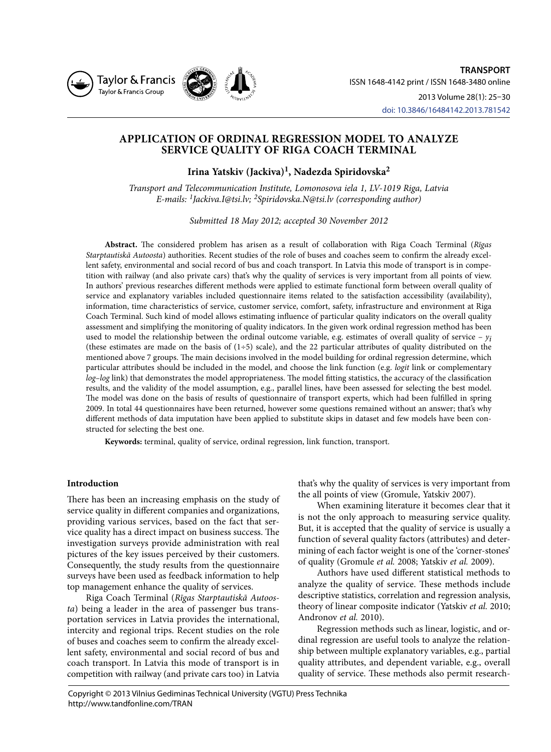# APPLICATION OF ORDINAL REGRESSION MODEL TO ANALYZE SERVICE QUALITY OF RIGA COACH TERMINAL

**Irina Yatskiv (Jackiva)[1], Nadezda Spiridovska[2]**

*Transport and Telecommunication Institute, Lomonosova iela 1, LV-1019 Riga, Latvia*
*E-mails: [1]Jackiva.I@tsi.lv; [2]Spiridovska.N@tsi.lv (corresponding author)*

*Submitted 18 May 2012; accepted 30 November 2012*

**Abstract.** The considered problem has arisen as a result of collaboration with Riga Coach Terminal (*Rīgas Starptautiskā Autoosta*) authorities. Recent studies of the role of buses and coaches seem to confirm the already excellent safety, environmental and social record of bus and coach transport. In Latvia this mode of transport is in competition with railway (and also private cars) that's why the quality of services is very important from all points of view. In authors' previous researches different methods were applied to estimate functional form between overall quality of service and explanatory variables included questionnaire items related to the satisfaction accessibility (availability), information, time characteristics of service, customer service, comfort, safety, infrastructure and environment at Riga Coach Terminal. Such kind of model allows estimating influence of particular quality indicators on the overall quality assessment and simplifying the monitoring of quality indicators. In the given work ordinal regression method has been used to model the relationship between the ordinal outcome variable, e.g. estimates of overall quality of service – $y_i$ (these estimates are made on the basis of (1÷5) scale), and the 22 particular attributes of quality distributed on the mentioned above 7 groups. The main decisions involved in the model building for ordinal regression determine, which particular attributes should be included in the model, and choose the link function (e.g. *logit* link or complementary *log–log* link) that demonstrates the model appropriateness. The model fitting statistics, the accuracy of the classification results, and the validity of the model assumption, e.g., parallel lines, have been assessed for selecting the best model. The model was done on the basis of results of questionnaire of transport experts, which had been fulfilled in spring 2009. In total 44 questionnaires have been returned, however some questions remained without an answer; that's why different methods of data imputation have been applied to substitute skips in dataset and few models have been constructed for selecting the best one.

**Keywords:** terminal, quality of service, ordinal regression, link function, transport.

## Introduction

There has been an increasing emphasis on the study of service quality in different companies and organizations, providing various services, based on the fact that service quality has a direct impact on business success. The investigation surveys provide administration with real pictures of the key issues perceived by their customers. Consequently, the study results from the questionnaire surveys have been used as feedback information to help top management enhance the quality of services.

Riga Coach Terminal (*Rīgas Starptautiskā Autoosta*) being a leader in the area of passenger bus transportation services in Latvia provides the international, intercity and regional trips. Recent studies on the role of buses and coaches seem to confirm the already excellent safety, environmental and social record of bus and coach transport. In Latvia this mode of transport is in competition with railway (and private cars too) in Latvia that's why the quality of services is very important from the all points of view (Gromule, Yatskiv 2007).

When examining literature it becomes clear that it is not the only approach to measuring service quality. But, it is accepted that the quality of service is usually a function of several quality factors (attributes) and determining of each factor weight is one of the 'corner-stones' of quality (Gromule *et al.* 2008; Yatskiv *et al.* 2009).

Authors have used different statistical methods to analyze the quality of service. These methods include descriptive statistics, correlation and regression analysis, theory of linear composite indicator (Yatskiv *et al.* 2010; Andronov *et al.* 2010).

Regression methods such as linear, logistic, and ordinal regression are useful tools to analyze the relationship between multiple explanatory variables, e.g., partial quality attributes, and dependent variable, e.g., overall quality of service. These methods also permit research-

Copyright © 2013 Vilnius Gediminas Technical University (VGTU) Press Technika
http://www.tandfonline.com/TRAN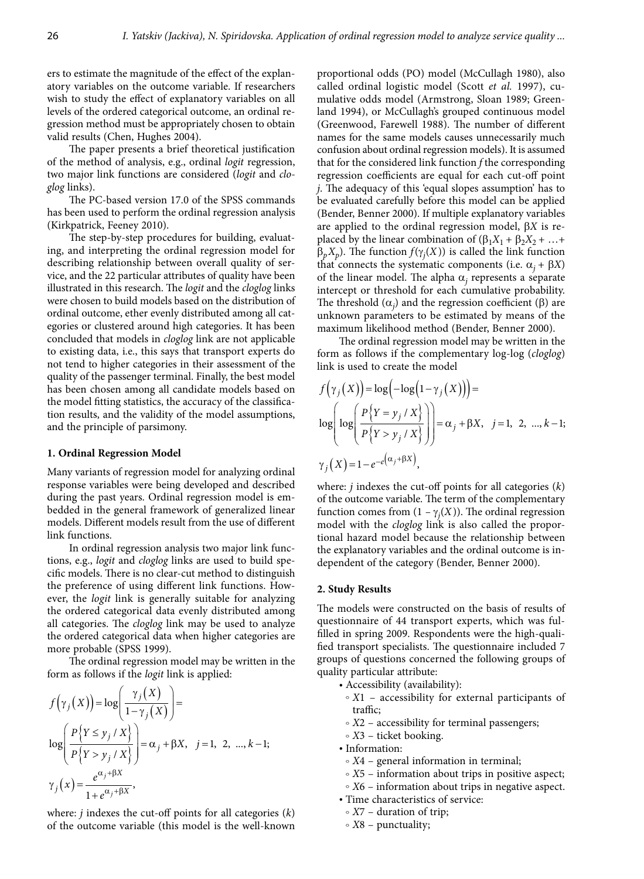ers to estimate the magnitude of the effect of the explanatory variables on the outcome variable. If researchers wish to study the effect of explanatory variables on all levels of the ordered categorical outcome, an ordinal regression method must be appropriately chosen to obtain valid results (Chen, Hughes 2004).

The paper presents a brief theoretical justification of the method of analysis, e.g., ordinal *logit* regression, two major link functions are considered (*logit* and *cloglog* links).

The PC-based version 17.0 of the SPSS commands has been used to perform the ordinal regression analysis (Kirkpatrick, Feeney 2010).

The step-by-step procedures for building, evaluating, and interpreting the ordinal regression model for describing relationship between overall quality of service, and the 22 particular attributes of quality have been illustrated in this research. The *logit* and the *cloglog* links were chosen to build models based on the distribution of ordinal outcome, ether evenly distributed among all categories or clustered around high categories. It has been concluded that models in *cloglog* link are not applicable to existing data, i.e., this says that transport experts do not tend to higher categories in their assessment of the quality of the passenger terminal. Finally, the best model has been chosen among all candidate models based on the model fitting statistics, the accuracy of the classification results, and the validity of the model assumptions, and the principle of parsimony.

## 1. Ordinal Regression Model

Many variants of regression model for analyzing ordinal response variables were being developed and described during the past years. Ordinal regression model is embedded in the general framework of generalized linear models. Different models result from the use of different link functions.

In ordinal regression analysis two major link functions, e.g., *logit* and *cloglog* links are used to build specific models. There is no clear-cut method to distinguish the preference of using different link functions. However, the *logit* link is generally suitable for analyzing the ordered categorical data evenly distributed among all categories. The *cloglog* link may be used to analyze the ordered categorical data when higher categories are more probable (SPSS 1999).

The ordinal regression model may be written in the form as follows if the *logit* link is applied:

$$f\left(\gamma_j\left(X\right)\right)=\log\left(\frac{\gamma_j\left(X\right)}{1-\gamma_j\left(X\right)}\right)=$$

$$\log\left(\frac{P\left\{Y\leq y_j/X\right\}}{P\left\{Y>y_j/X\right\}}\right)=\alpha_j+\beta X,\quad j=1,\ 2,\ \ldots,k-1;$$

$$\gamma_j\left(x\right)=\frac{e^{\alpha_j+\beta X}}{1+e^{\alpha_j+\beta X}},$$

where: $j$ indexes the cut-off points for all categories ($k$) of the outcome variable (this model is the well-known proportional odds (PO) model (McCullagh 1980), also called ordinal logistic model (Scott *et al.* 1997), cumulative odds model (Armstrong, Sloan 1989; Greenland 1994), or McCullagh's grouped continuous model (Greenwood, Farewell 1988). The number of different names for the same models causes unnecessarily much confusion about ordinal regression models). It is assumed that for the considered link function $f$ the corresponding regression coefficients are equal for each cut-off point $j$. The adequacy of this 'equal slopes assumption' has to be evaluated carefully before this model can be applied (Bender, Benner 2000). If multiple explanatory variables are applied to the ordinal regression model, $\beta X$ is replaced by the linear combination of $(\beta_1 X_1 + \beta_2 X_2 + \ldots + \beta_p X_p)$. The function $f(\gamma_j(X))$ is called the link function that connects the systematic components (i.e. $\alpha_j + \beta X$) of the linear model. The alpha $\alpha_j$ represents a separate intercept or threshold for each cumulative probability. The threshold ($\alpha_j$) and the regression coefficient ($\beta$) are unknown parameters to be estimated by means of the maximum likelihood method (Bender, Benner 2000).

The ordinal regression model may be written in the form as follows if the complementary log-log (*cloglog*) link is used to create the model

$$f\left(\gamma_j\left(X\right)\right)=\log\left(-\log\left(1-\gamma_j\left(X\right)\right)\right)=$$

$$\log\left(\log\left(\frac{P\left\{Y=y_j/X\right\}}{P\left\{Y>y_j/X\right\}}\right)\right)=\alpha_j+\beta X,\quad j=1,\ 2,\ \ldots,k-1;$$

$$\gamma_j\left(X\right)=1-e^{-e^{\left(\alpha_j+\beta X\right)}},$$

where: $j$ indexes the cut-off points for all categories ($k$) of the outcome variable. The term of the complementary function comes from $(1-\gamma_j(X))$. The ordinal regression model with the *cloglog* link is also called the proportional hazard model because the relationship between the explanatory variables and the ordinal outcome is independent of the category (Bender, Benner 2000).

## 2. Study Results

The models were constructed on the basis of results of questionnaire of 44 transport experts, which was fulfilled in spring 2009. Respondents were the high-qualified transport specialists. The questionnaire included 7 groups of questions concerned the following groups of quality particular attribute:

- Accessibility (availability):
  - $X1$ – accessibility for external participants of traffic;
  - $X2$ – accessibility for terminal passengers;
  - $X3$ – ticket booking.
- Information:
  - $X4$ – general information in terminal;
  - $X5$ – information about trips in positive aspect;
  - $X6$ – information about trips in negative aspect.
- Time characteristics of service:
  - $X7$ – duration of trip;
  - $X8$ – punctuality;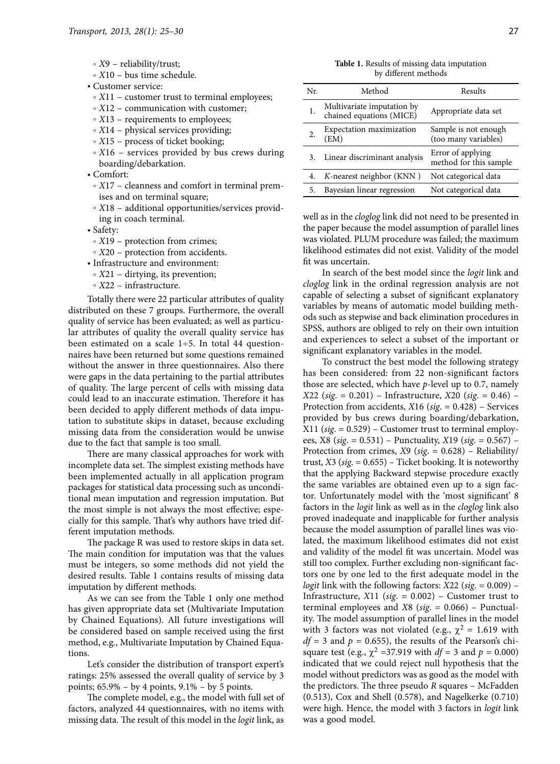- ◦ $X$9 – reliability/trust;
- ◦ $X$10 – bus time schedule.

• Customer service:

- ◦ $X$11 – customer trust to terminal employees;
- ◦ $X$12 – communication with customer;
- ◦ $X$13 – requirements to employees;
- ◦ $X$14 – physical services providing;
- ◦ $X$15 – process of ticket booking;
- ◦ $X$16 – services provided by bus crews during boarding/debarkation.

• Comfort:

- ◦ $X$17 – cleanness and comfort in terminal premises and on terminal square;
- ◦ $X$18 – additional opportunities/services providing in coach terminal.

• Safety:

- ◦ $X$19 – protection from crimes;
- ◦ $X$20 – protection from accidents.

• Infrastructure and environment:

- ◦ $X$21 – dirtying, its prevention;
- ◦ $X$22 – infrastructure.

Totally there were 22 particular attributes of quality distributed on these 7 groups. Furthermore, the overall quality of service has been evaluated; as well as particular attributes of quality the overall quality service has been estimated on a scale 1÷5. In total 44 questionnaires have been returned but some questions remained without the answer in three questionnaires. Also there were gaps in the data pertaining to the partial attributes of quality. The large percent of cells with missing data could lead to an inaccurate estimation. Therefore it has been decided to apply different methods of data imputation to substitute skips in dataset, because excluding missing data from the consideration would be unwise due to the fact that sample is too small.

There are many classical approaches for work with incomplete data set. The simplest existing methods have been implemented actually in all application program packages for statistical data processing such as unconditional mean imputation and regression imputation. But the most simple is not always the most effective; especially for this sample. That's why authors have tried different imputation methods.

The package R was used to restore skips in data set. The main condition for imputation was that the values must be integers, so some methods did not yield the desired results. Table 1 contains results of missing data imputation by different methods.

As we can see from the Table 1 only one method has given appropriate data set (Multivariate Imputation by Chained Equations). All future investigations will be considered based on sample received using the first method, e.g., Multivariate Imputation by Chained Equations.

Let's consider the distribution of transport expert's ratings: 25% assessed the overall quality of service by 3 points; 65.9% – by 4 points, 9.1% – by 5 points.

The complete model, e.g., the model with full set of factors, analyzed 44 questionnaires, with no items with missing data. The result of this model in the *logit* link, as well as in the *cloglog* link did not need to be presented in the paper because the model assumption of parallel lines was violated. PLUM procedure was failed; the maximum likelihood estimates did not exist. Validity of the model fit was uncertain.

**Table 1.** Results of missing data imputation by different methods

| Nr. | Method | Results |
|---|---|---|
| 1. | Multivariate imputation by chained equations (MICE) | Appropriate data set |
| 2. | Expectation maximization (EM) | Sample is not enough (too many variables) |
| 3. | Linear discriminant analysis | Error of applying method for this sample |
| 4. | *K*-nearest neighbor (KNN ) | Not categorical data |
| 5. | Bayesian linear regression | Not categorical data |

In search of the best model since the *logit* link and *cloglog* link in the ordinal regression analysis are not capable of selecting a subset of significant explanatory variables by means of automatic model building methods such as stepwise and back elimination procedures in SPSS, authors are obliged to rely on their own intuition and experiences to select a subset of the important or significant explanatory variables in the model.

To construct the best model the following strategy has been considered: from 22 non-significant factors those are selected, which have $p$-level up to 0.7, namely $X$22 (*sig*. = 0.201) – Infrastructure, $X$20 (*sig*. = 0.46) – Protection from accidents, $X$16 (*sig*. = 0.428) – Services provided by bus crews during boarding/debarkation, X11 (*sig*. = 0.529) – Customer trust to terminal employees, X8 (*sig*. = 0.531) – Punctuality, $X$19 (*sig*. = 0.567) – Protection from crimes, $X$9 (*sig*. = 0.628) – Reliability/trust, $X$3 (*sig*. = 0.655) – Ticket booking. It is noteworthy that the applying Backward stepwise procedure exactly the same variables are obtained even up to a sign factor. Unfortunately model with the 'most significant' 8 factors in the *logit* link as well as in the *cloglog* link also proved inadequate and inapplicable for further analysis because the model assumption of parallel lines was violated, the maximum likelihood estimates did not exist and validity of the model fit was uncertain. Model was still too complex. Further excluding non-significant factors one by one led to the first adequate model in the *logit* link with the following factors: $X$22 (*sig*. = 0.009) – Infrastructure, $X$11 (*sig*. = 0.002) – Customer trust to terminal employees and $X$8 (*sig*. = 0.066) – Punctuality. The model assumption of parallel lines in the model with 3 factors was not violated (e.g., $\chi^2$ = 1.619 with $df$ = 3 and $p$ = 0.655), the results of the Pearson's chi-square test (e.g., $\chi^2$ =37.919 with $df$ = 3 and $p$ = 0.000) indicated that we could reject null hypothesis that the model without predictors was as good as the model with the predictors. The three pseudo $R$ squares – McFadden (0.513), Cox and Shell (0.578), and Nagelkerke (0.710) were high. Hence, the model with 3 factors in *logit* link was a good model.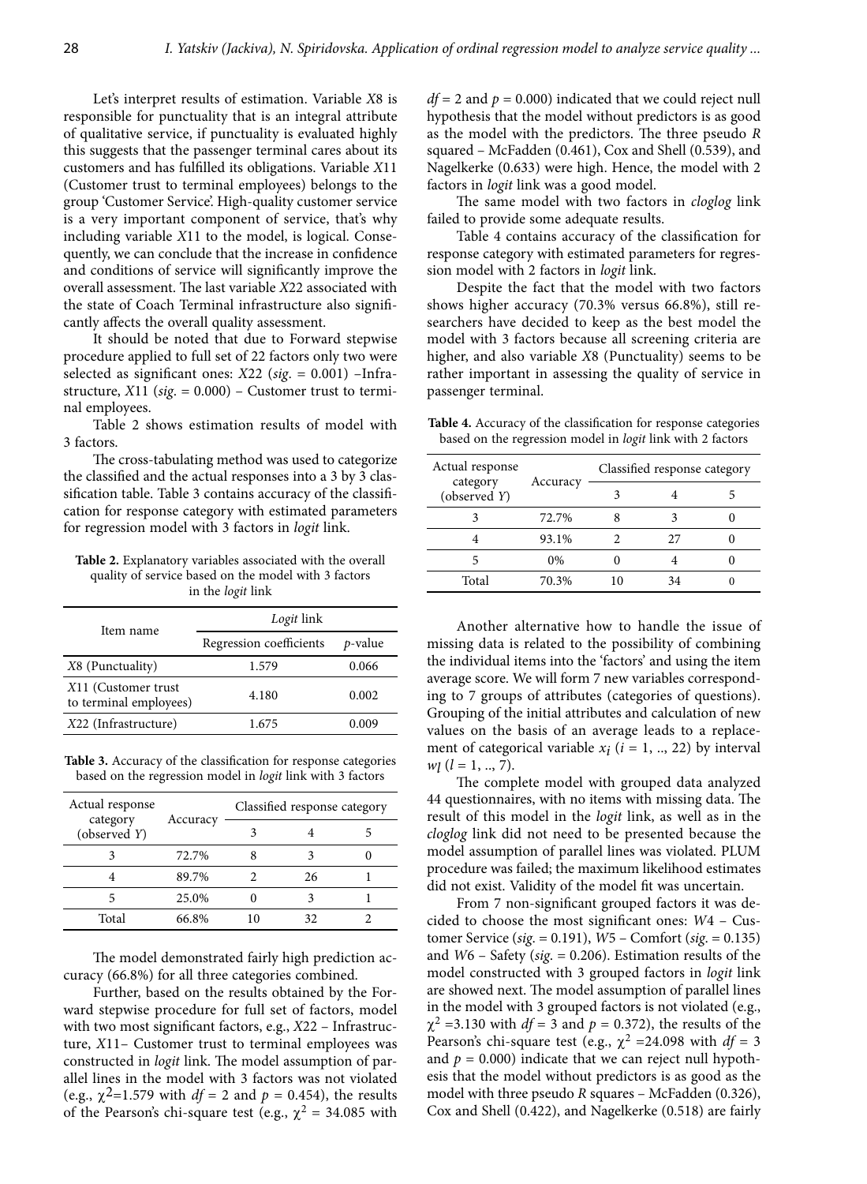Let's interpret results of estimation. Variable *X*8 is responsible for punctuality that is an integral attribute of qualitative service, if punctuality is evaluated highly this suggests that the passenger terminal cares about its customers and has fulfilled its obligations. Variable *X*11 (Customer trust to terminal employees) belongs to the group 'Customer Service'. High-quality customer service is a very important component of service, that's why including variable *X*11 to the model, is logical. Consequently, we can conclude that the increase in confidence and conditions of service will significantly improve the overall assessment. The last variable *X*22 associated with the state of Coach Terminal infrastructure also significantly affects the overall quality assessment.

It should be noted that due to Forward stepwise procedure applied to full set of 22 factors only two were selected as significant ones: *X*22 (*sig*. = 0.001) –Infrastructure, *X*11 (*sig*. = 0.000) – Customer trust to terminal employees.

Table 2 shows estimation results of model with 3 factors.

The cross-tabulating method was used to categorize the classified and the actual responses into a 3 by 3 classification table. Table 3 contains accuracy of the classification for response category with estimated parameters for regression model with 3 factors in *logit* link.

**Table 2.** Explanatory variables associated with the overall quality of service based on the model with 3 factors in the *logit* link

| Item name | *Logit* link | |
|---|---|---|
| | Regression coefficients | *p*-value |
| *X*8 (Punctuality) | 1.579 | 0.066 |
| *X*11 (Customer trust to terminal employees) | 4.180 | 0.002 |
| *X*22 (Infrastructure) | 1.675 | 0.009 |

**Table 3.** Accuracy of the classification for response categories based on the regression model in *logit* link with 3 factors

| Actual response category (observed *Y*) | Accuracy | Classified response category | | |
|---|---|---|---|---|
| | | 3 | 4 | 5 |
| 3 | 72.7% | 8 | 3 | 0 |
| 4 | 89.7% | 2 | 26 | 1 |
| 5 | 25.0% | 0 | 3 | 1 |
| Total | 66.8% | 10 | 32 | 2 |

The model demonstrated fairly high prediction accuracy (66.8%) for all three categories combined.

Further, based on the results obtained by the Forward stepwise procedure for full set of factors, model with two most significant factors, e.g., *X*22 – Infrastructure, *X*11– Customer trust to terminal employees was constructed in *logit* link. The model assumption of parallel lines in the model with 3 factors was not violated (e.g., $\chi^2$=1.579 with $df$ = 2 and $p$ = 0.454), the results of the Pearson's chi-square test (e.g., $\chi^2$ = 34.085 with $df$ = 2 and $p$ = 0.000) indicated that we could reject null hypothesis that the model without predictors is as good as the model with the predictors. The three pseudo $R$ squared – McFadden (0.461), Cox and Shell (0.539), and Nagelkerke (0.633) were high. Hence, the model with 2 factors in *logit* link was a good model.

The same model with two factors in *cloglog* link failed to provide some adequate results.

Table 4 contains accuracy of the classification for response category with estimated parameters for regression model with 2 factors in *logit* link.

Despite the fact that the model with two factors shows higher accuracy (70.3% versus 66.8%), still researchers have decided to keep as the best model the model with 3 factors because all screening criteria are higher, and also variable *X*8 (Punctuality) seems to be rather important in assessing the quality of service in passenger terminal.

**Table 4.** Accuracy of the classification for response categories based on the regression model in *logit* link with 2 factors

| Actual response category (observed *Y*) | Accuracy | Classified response category | | |
|---|---|---|---|---|
| | | 3 | 4 | 5 |
| 3 | 72.7% | 8 | 3 | 0 |
| 4 | 93.1% | 2 | 27 | 0 |
| 5 | 0% | 0 | 4 | 0 |
| Total | 70.3% | 10 | 34 | 0 |

Another alternative how to handle the issue of missing data is related to the possibility of combining the individual items into the 'factors' and using the item average score. We will form 7 new variables corresponding to 7 groups of attributes (categories of questions). Grouping of the initial attributes and calculation of new values on the basis of an average leads to a replacement of categorical variable $x_i$ ($i$ = 1, .., 22) by interval $w_l$ ($l$ = 1, .., 7).

The complete model with grouped data analyzed 44 questionnaires, with no items with missing data. The result of this model in the *logit* link, as well as in the *cloglog* link did not need to be presented because the model assumption of parallel lines was violated. PLUM procedure was failed; the maximum likelihood estimates did not exist. Validity of the model fit was uncertain.

From 7 non-significant grouped factors it was decided to choose the most significant ones: *W*4 – Customer Service (*sig*. = 0.191), *W*5 – Comfort (*sig*. = 0.135) and *W*6 – Safety (*sig*. = 0.206). Estimation results of the model constructed with 3 grouped factors in *logit* link are showed next. The model assumption of parallel lines in the model with 3 grouped factors is not violated (e.g., $\chi^2$ =3.130 with $df$ = 3 and $p$ = 0.372), the results of the Pearson's chi-square test (e.g., $\chi^2$ =24.098 with $df$ = 3 and $p$ = 0.000) indicate that we can reject null hypothesis that the model without predictors is as good as the model with three pseudo $R$ squares – McFadden (0.326), Cox and Shell (0.422), and Nagelkerke (0.518) are fairly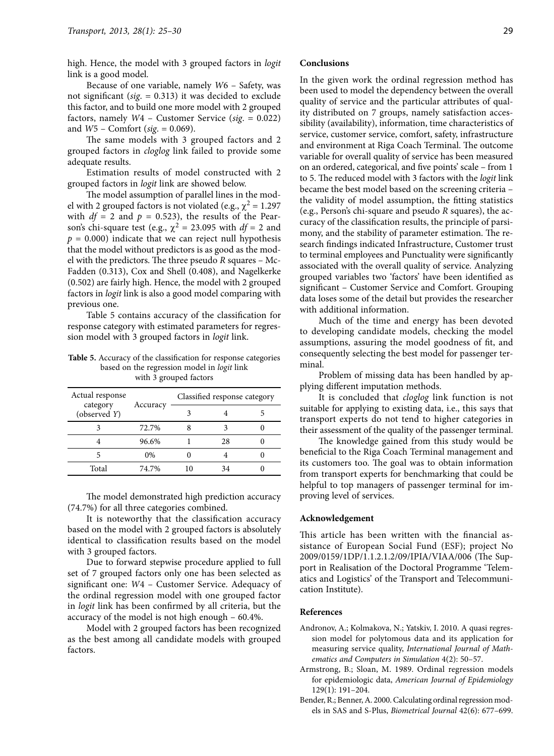high. Hence, the model with 3 grouped factors in *logit* link is a good model.

Because of one variable, namely *W*6 – Safety, was not significant (*sig*. = 0.313) it was decided to exclude this factor, and to build one more model with 2 grouped factors, namely *W*4 – Customer Service (*sig*. = 0.022) and *W*5 – Comfort (*sig*. = 0.069).

The same models with 3 grouped factors and 2 grouped factors in *cloglog* link failed to provide some adequate results.

Estimation results of model constructed with 2 grouped factors in *logit* link are showed below.

The model assumption of parallel lines in the model with 2 grouped factors is not violated (e.g., $\chi^2 = 1.297$ with $df = 2$ and $p = 0.523$), the results of the Pearson's chi-square test (e.g., $\chi^2 = 23.095$ with $df = 2$ and $p = 0.000$) indicate that we can reject null hypothesis that the model without predictors is as good as the model with the predictors. The three pseudo *R* squares – McFadden (0.313), Cox and Shell (0.408), and Nagelkerke (0.502) are fairly high. Hence, the model with 2 grouped factors in *logit* link is also a good model comparing with previous one.

Table 5 contains accuracy of the classification for response category with estimated parameters for regression model with 3 grouped factors in *logit* link.

**Table 5.** Accuracy of the classification for response categories based on the regression model in *logit* link with 3 grouped factors

| Actual response category (observed *Y*) | Accuracy | Classified response category | | |
|---|---|---|---|---|
| | | 3 | 4 | 5 |
| 3 | 72.7% | 8 | 3 | 0 |
| 4 | 96.6% | 1 | 28 | 0 |
| 5 | 0% | 0 | 4 | 0 |
| Total | 74.7% | 10 | 34 | 0 |

The model demonstrated high prediction accuracy (74.7%) for all three categories combined.

It is noteworthy that the classification accuracy based on the model with 2 grouped factors is absolutely identical to classification results based on the model with 3 grouped factors.

Due to forward stepwise procedure applied to full set of 7 grouped factors only one has been selected as significant one: *W*4 – Customer Service. Adequacy of the ordinal regression model with one grouped factor in *logit* link has been confirmed by all criteria, but the accuracy of the model is not high enough – 60.4%.

Model with 2 grouped factors has been recognized as the best among all candidate models with grouped factors.

## Conclusions

In the given work the ordinal regression method has been used to model the dependency between the overall quality of service and the particular attributes of quality distributed on 7 groups, namely satisfaction accessibility (availability), information, time characteristics of service, customer service, comfort, safety, infrastructure and environment at Riga Coach Terminal. The outcome variable for overall quality of service has been measured on an ordered, categorical, and five points' scale – from 1 to 5. The reduced model with 3 factors with the *logit* link became the best model based on the screening criteria – the validity of model assumption, the fitting statistics (e.g., Person's chi-square and pseudo *R* squares), the accuracy of the classification results, the principle of parsimony, and the stability of parameter estimation. The research findings indicated Infrastructure, Customer trust to terminal employees and Punctuality were significantly associated with the overall quality of service. Analyzing grouped variables two 'factors' have been identified as significant – Customer Service and Comfort. Grouping data loses some of the detail but provides the researcher with additional information.

Much of the time and energy has been devoted to developing candidate models, checking the model assumptions, assuring the model goodness of fit, and consequently selecting the best model for passenger terminal.

Problem of missing data has been handled by applying different imputation methods.

It is concluded that *cloglog* link function is not suitable for applying to existing data, i.e., this says that transport experts do not tend to higher categories in their assessment of the quality of the passenger terminal.

The knowledge gained from this study would be beneficial to the Riga Coach Terminal management and its customers too. The goal was to obtain information from transport experts for benchmarking that could be helpful to top managers of passenger terminal for improving level of services.

## Acknowledgement

This article has been written with the financial assistance of European Social Fund (ESF); project No 2009/0159/1DP/1.1.2.1.2/09/IPIA/VIAA/006 (The Support in Realisation of the Doctoral Programme 'Telematics and Logistics' of the Transport and Telecommunication Institute).

## References

Andronov, A.; Kolmakova, N.; Yatskiv, I. 2010. A quasi regression model for polytomous data and its application for measuring service quality, *International Journal of Mathematics and Computers in Simulation* 4(2): 50–57.

Armstrong, B.; Sloan, M. 1989. Ordinal regression models for epidemiologic data, *American Journal of Epidemiology* 129(1): 191–204.

Bender, R.; Benner, A. 2000. Calculating ordinal regression models in SAS and S-Plus, *Biometrical Journal* 42(6): 677–699.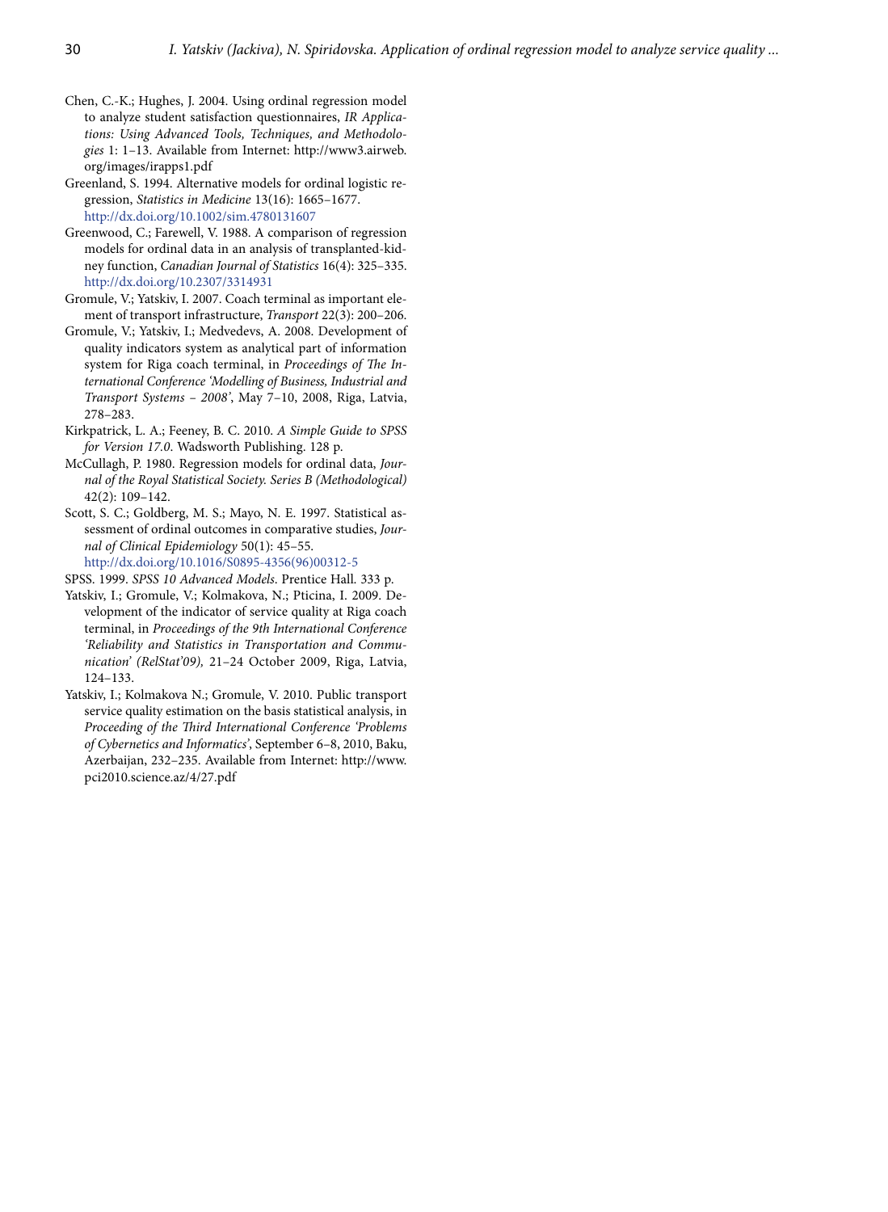Chen, C.-K.; Hughes, J. 2004. Using ordinal regression model to analyze student satisfaction questionnaires, *IR Applications: Using Advanced Tools, Techniques, and Methodologies* 1: 1–13. Available from Internet: http://www3.airweb.org/images/irapps1.pdf

Greenland, S. 1994. Alternative models for ordinal logistic regression, *Statistics in Medicine* 13(16): 1665–1677. http://dx.doi.org/10.1002/sim.4780131607

Greenwood, C.; Farewell, V. 1988. A comparison of regression models for ordinal data in an analysis of transplanted-kidney function, *Canadian Journal of Statistics* 16(4): 325–335. http://dx.doi.org/10.2307/3314931

Gromule, V.; Yatskiv, I. 2007. Coach terminal as important element of transport infrastructure, *Transport* 22(3): 200–206.

Gromule, V.; Yatskiv, I.; Medvedevs, A. 2008. Development of quality indicators system as analytical part of information system for Riga coach terminal, in *Proceedings of The International Conference 'Modelling of Business, Industrial and Transport Systems – 2008'*, May 7–10, 2008, Riga, Latvia, 278–283.

Kirkpatrick, L. A.; Feeney, B. C. 2010. *A Simple Guide to SPSS for Version 17.0*. Wadsworth Publishing. 128 p.

McCullagh, P. 1980. Regression models for ordinal data, *Journal of the Royal Statistical Society. Series B (Methodological)* 42(2): 109–142.

Scott, S. C.; Goldberg, M. S.; Mayo, N. E. 1997. Statistical assessment of ordinal outcomes in comparative studies, *Journal of Clinical Epidemiology* 50(1): 45–55. http://dx.doi.org/10.1016/S0895-4356(96)00312-5

SPSS. 1999. *SPSS 10 Advanced Models*. Prentice Hall. 333 p.

Yatskiv, I.; Gromule, V.; Kolmakova, N.; Pticina, I. 2009. Development of the indicator of service quality at Riga coach terminal, in *Proceedings of the 9th International Conference 'Reliability and Statistics in Transportation and Communication' (RelStat'09),* 21–24 October 2009, Riga, Latvia, 124–133.

Yatskiv, I.; Kolmakova N.; Gromule, V. 2010. Public transport service quality estimation on the basis statistical analysis, in *Proceeding of the Third International Conference 'Problems of Cybernetics and Informatics'*, September 6–8, 2010, Baku, Azerbaijan, 232–235. Available from Internet: http://www.pci2010.science.az/4/27.pdf